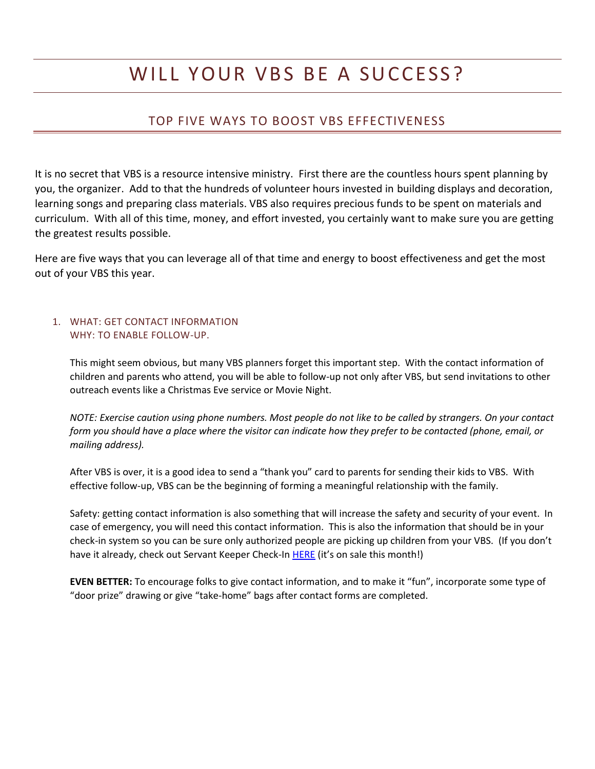# WILL YOUR VBS BE A SUCCESS?

## TOP FIVE WAYS TO BOOST VBS EFFECTIVENESS

It is no secret that VBS is a resource intensive ministry. First there are the countless hours spent planning by you, the organizer. Add to that the hundreds of volunteer hours invested in building displays and decoration, learning songs and preparing class materials. VBS also requires precious funds to be spent on materials and curriculum. With all of this time, money, and effort invested, you certainly want to make sure you are getting the greatest results possible.

Here are five ways that you can leverage all of that time and energy to boost effectiveness and get the most out of your VBS this year.

1. WHAT: GET CONTACT INFORMATION
   WHY: TO ENABLE FOLLOW-UP.

   This might seem obvious, but many VBS planners forget this important step. With the contact information of children and parents who attend, you will be able to follow-up not only after VBS, but send invitations to other outreach events like a Christmas Eve service or Movie Night.

   *NOTE: Exercise caution using phone numbers. Most people do not like to be called by strangers. On your contact form you should have a place where the visitor can indicate how they prefer to be contacted (phone, email, or mailing address).*

   After VBS is over, it is a good idea to send a "thank you" card to parents for sending their kids to VBS. With effective follow-up, VBS can be the beginning of forming a meaningful relationship with the family.

   Safety: getting contact information is also something that will increase the safety and security of your event. In case of emergency, you will need this contact information. This is also the information that should be in your check-in system so you can be sure only authorized people are picking up children from your VBS. (If you don't have it already, check out Servant Keeper Check-In HERE (it's on sale this month!)

   **EVEN BETTER:** To encourage folks to give contact information, and to make it "fun", incorporate some type of "door prize" drawing or give "take-home" bags after contact forms are completed.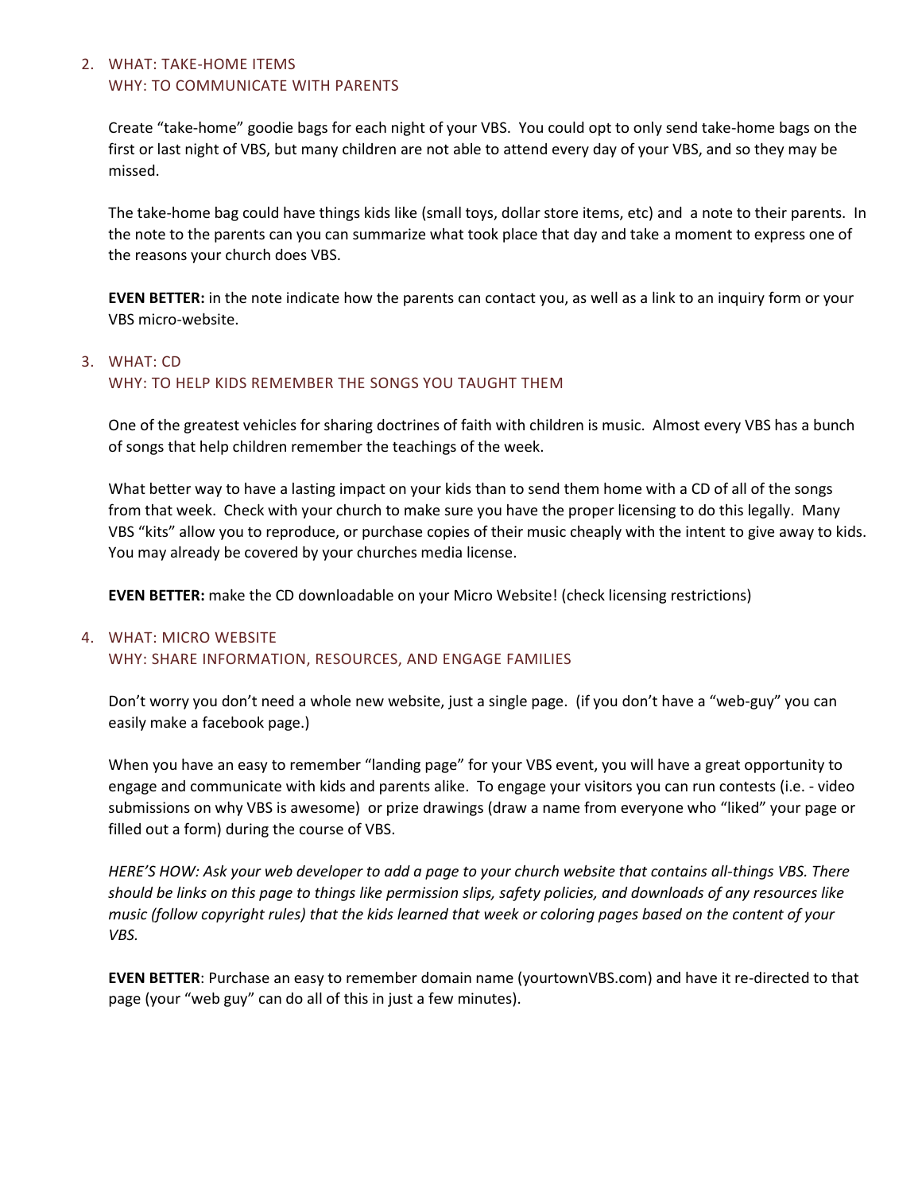2. WHAT: TAKE-HOME ITEMS
   WHY: TO COMMUNICATE WITH PARENTS

   Create "take-home" goodie bags for each night of your VBS. You could opt to only send take-home bags on the first or last night of VBS, but many children are not able to attend every day of your VBS, and so they may be missed.

   The take-home bag could have things kids like (small toys, dollar store items, etc) and a note to their parents. In the note to the parents can you can summarize what took place that day and take a moment to express one of the reasons your church does VBS.

   **EVEN BETTER:** in the note indicate how the parents can contact you, as well as a link to an inquiry form or your VBS micro-website.

3. WHAT: CD
   WHY: TO HELP KIDS REMEMBER THE SONGS YOU TAUGHT THEM

   One of the greatest vehicles for sharing doctrines of faith with children is music. Almost every VBS has a bunch of songs that help children remember the teachings of the week.

   What better way to have a lasting impact on your kids than to send them home with a CD of all of the songs from that week. Check with your church to make sure you have the proper licensing to do this legally. Many VBS "kits" allow you to reproduce, or purchase copies of their music cheaply with the intent to give away to kids. You may already be covered by your churches media license.

   **EVEN BETTER:** make the CD downloadable on your Micro Website! (check licensing restrictions)

4. WHAT: MICRO WEBSITE
   WHY: SHARE INFORMATION, RESOURCES, AND ENGAGE FAMILIES

   Don't worry you don't need a whole new website, just a single page. (if you don't have a "web-guy" you can easily make a facebook page.)

   When you have an easy to remember "landing page" for your VBS event, you will have a great opportunity to engage and communicate with kids and parents alike. To engage your visitors you can run contests (i.e. - video submissions on why VBS is awesome) or prize drawings (draw a name from everyone who "liked" your page or filled out a form) during the course of VBS.

   *HERE'S HOW: Ask your web developer to add a page to your church website that contains all-things VBS. There should be links on this page to things like permission slips, safety policies, and downloads of any resources like music (follow copyright rules) that the kids learned that week or coloring pages based on the content of your VBS.*

   **EVEN BETTER**: Purchase an easy to remember domain name (yourtownVBS.com) and have it re-directed to that page (your "web guy" can do all of this in just a few minutes).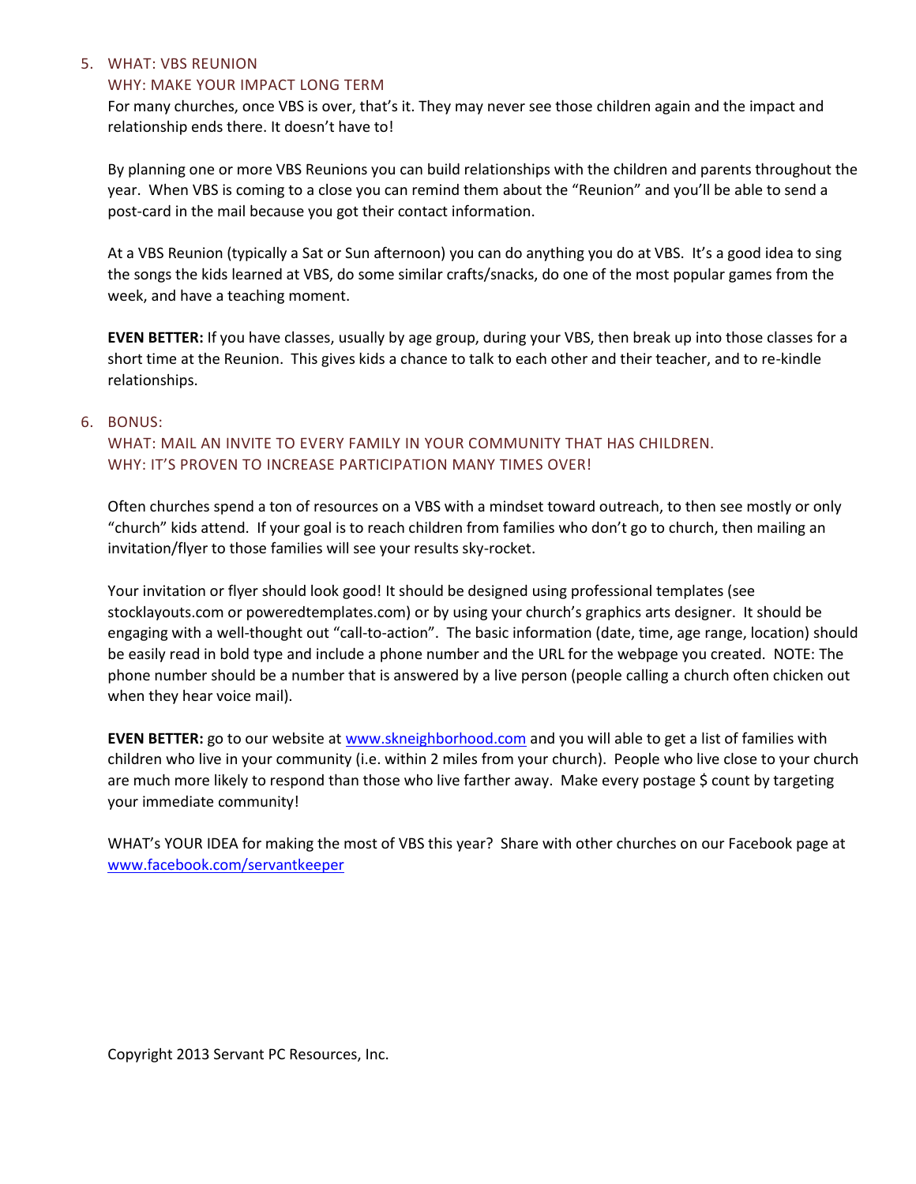5. WHAT: VBS REUNION
   WHY: MAKE YOUR IMPACT LONG TERM

   For many churches, once VBS is over, that's it. They may never see those children again and the impact and relationship ends there. It doesn't have to!

   By planning one or more VBS Reunions you can build relationships with the children and parents throughout the year. When VBS is coming to a close you can remind them about the "Reunion" and you'll be able to send a post-card in the mail because you got their contact information.

   At a VBS Reunion (typically a Sat or Sun afternoon) you can do anything you do at VBS. It's a good idea to sing the songs the kids learned at VBS, do some similar crafts/snacks, do one of the most popular games from the week, and have a teaching moment.

   **EVEN BETTER:** If you have classes, usually by age group, during your VBS, then break up into those classes for a short time at the Reunion. This gives kids a chance to talk to each other and their teacher, and to re-kindle relationships.

6. BONUS:
   WHAT: MAIL AN INVITE TO EVERY FAMILY IN YOUR COMMUNITY THAT HAS CHILDREN.
   WHY: IT'S PROVEN TO INCREASE PARTICIPATION MANY TIMES OVER!

   Often churches spend a ton of resources on a VBS with a mindset toward outreach, to then see mostly or only "church" kids attend. If your goal is to reach children from families who don't go to church, then mailing an invitation/flyer to those families will see your results sky-rocket.

   Your invitation or flyer should look good! It should be designed using professional templates (see stocklayouts.com or poweredtemplates.com) or by using your church's graphics arts designer. It should be engaging with a well-thought out "call-to-action". The basic information (date, time, age range, location) should be easily read in bold type and include a phone number and the URL for the webpage you created. NOTE: The phone number should be a number that is answered by a live person (people calling a church often chicken out when they hear voice mail).

   **EVEN BETTER:** go to our website at [www.skneighborhood.com](www.skneighborhood.com) and you will able to get a list of families with children who live in your community (i.e. within 2 miles from your church). People who live close to your church are much more likely to respond than those who live farther away. Make every postage $ count by targeting your immediate community!

   WHAT's YOUR IDEA for making the most of VBS this year? Share with other churches on our Facebook page at [www.facebook.com/servantkeeper](www.facebook.com/servantkeeper)

Copyright 2013 Servant PC Resources, Inc.